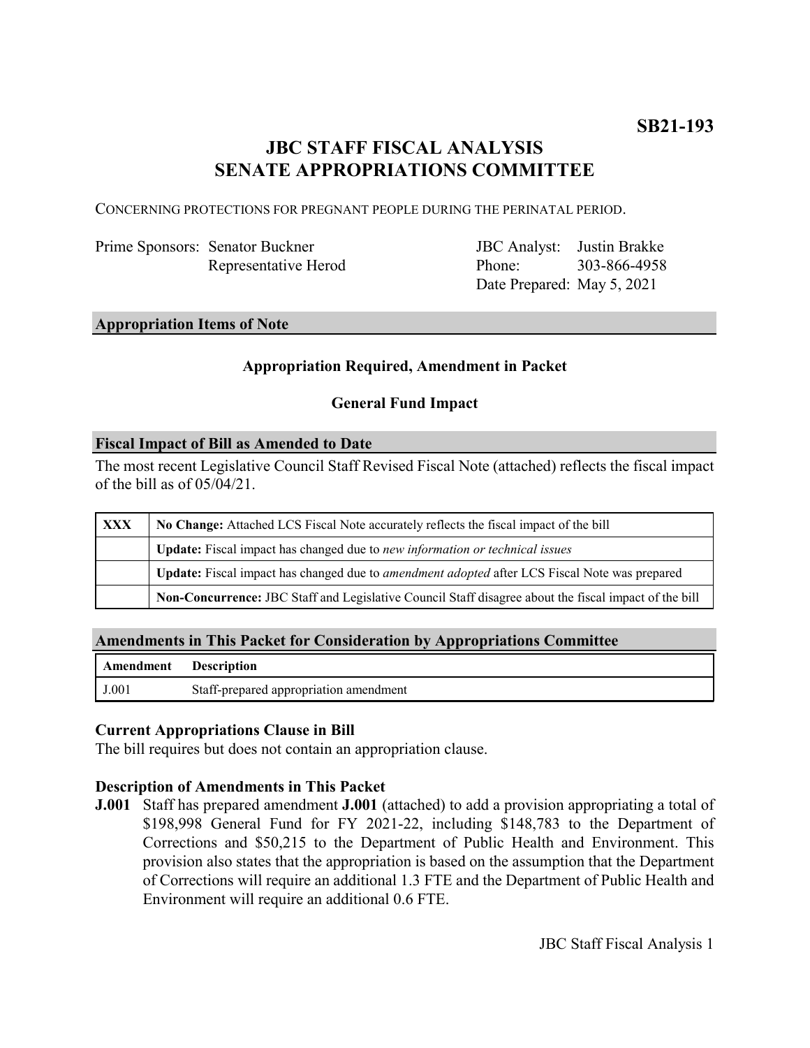**SB21-193**

# JBC STAFF FISCAL ANALYSIS
# SENATE APPROPRIATIONS COMMITTEE

CONCERNING PROTECTIONS FOR PREGNANT PEOPLE DURING THE PERINATAL PERIOD.

| | | | |
|---|---|---|---|
| Prime Sponsors: | Senator Buckner | JBC Analyst: | Justin Brakke |
| | Representative Herod | Phone: | 303-866-4958 |
| | | Date Prepared: | May 5, 2021 |

## Appropriation Items of Note

**Appropriation Required, Amendment in Packet**

**General Fund Impact**

## Fiscal Impact of Bill as Amended to Date

The most recent Legislative Council Staff Revised Fiscal Note (attached) reflects the fiscal impact of the bill as of 05/04/21.

| | |
|---|---|
| **XXX** | **No Change:** Attached LCS Fiscal Note accurately reflects the fiscal impact of the bill |
| | **Update:** Fiscal impact has changed due to *new information or technical issues* |
| | **Update:** Fiscal impact has changed due to *amendment adopted* after LCS Fiscal Note was prepared |
| | **Non-Concurrence:** JBC Staff and Legislative Council Staff disagree about the fiscal impact of the bill |

## Amendments in This Packet for Consideration by Appropriations Committee

| Amendment | Description |
|---|---|
| J.001 | Staff-prepared appropriation amendment |

### Current Appropriations Clause in Bill

The bill requires but does not contain an appropriation clause.

### Description of Amendments in This Packet

**J.001** Staff has prepared amendment **J.001** (attached) to add a provision appropriating a total of $198,998 General Fund for FY 2021-22, including $148,783 to the Department of Corrections and $50,215 to the Department of Public Health and Environment. This provision also states that the appropriation is based on the assumption that the Department of Corrections will require an additional 1.3 FTE and the Department of Public Health and Environment will require an additional 0.6 FTE.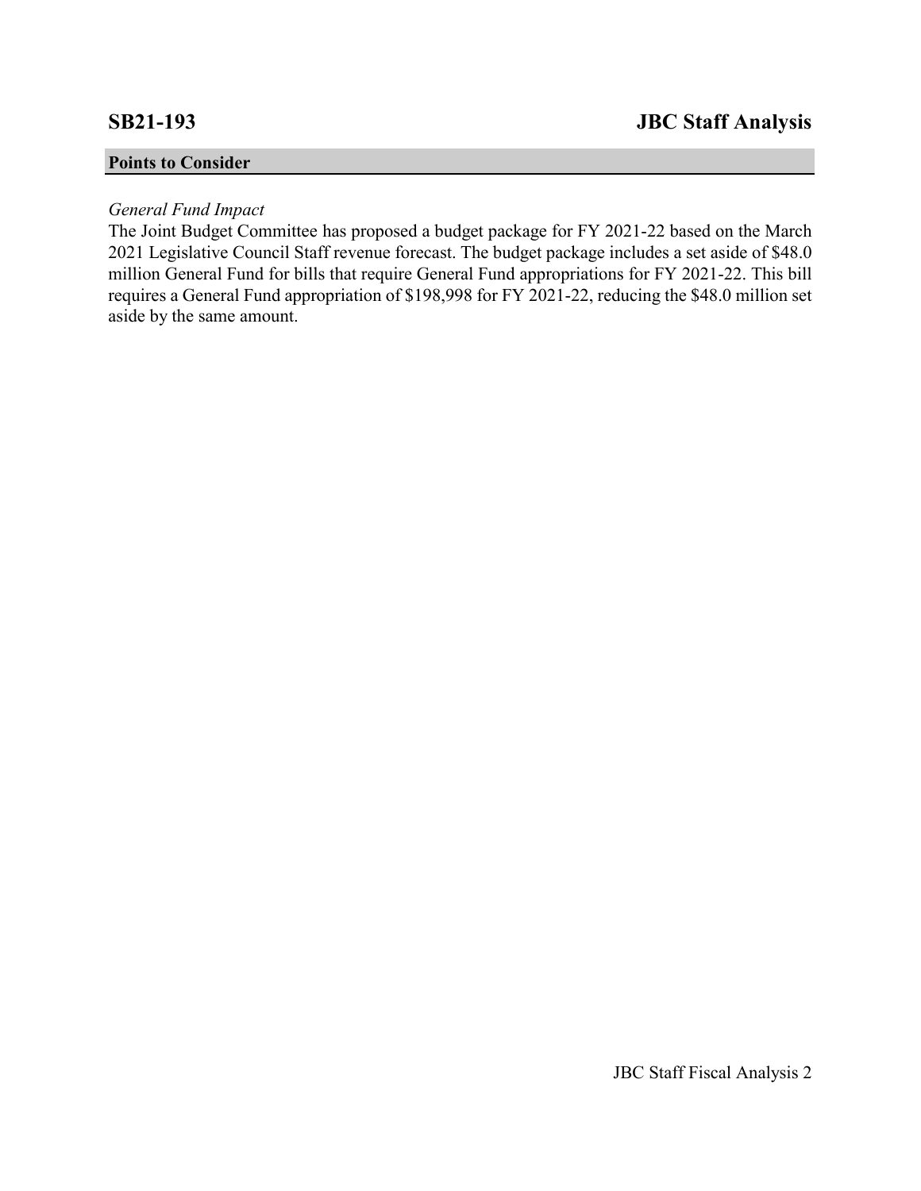## Points to Consider

*General Fund Impact*

The Joint Budget Committee has proposed a budget package for FY 2021-22 based on the March 2021 Legislative Council Staff revenue forecast. The budget package includes a set aside of $48.0 million General Fund for bills that require General Fund appropriations for FY 2021-22. This bill requires a General Fund appropriation of $198,998 for FY 2021-22, reducing the $48.0 million set aside by the same amount.